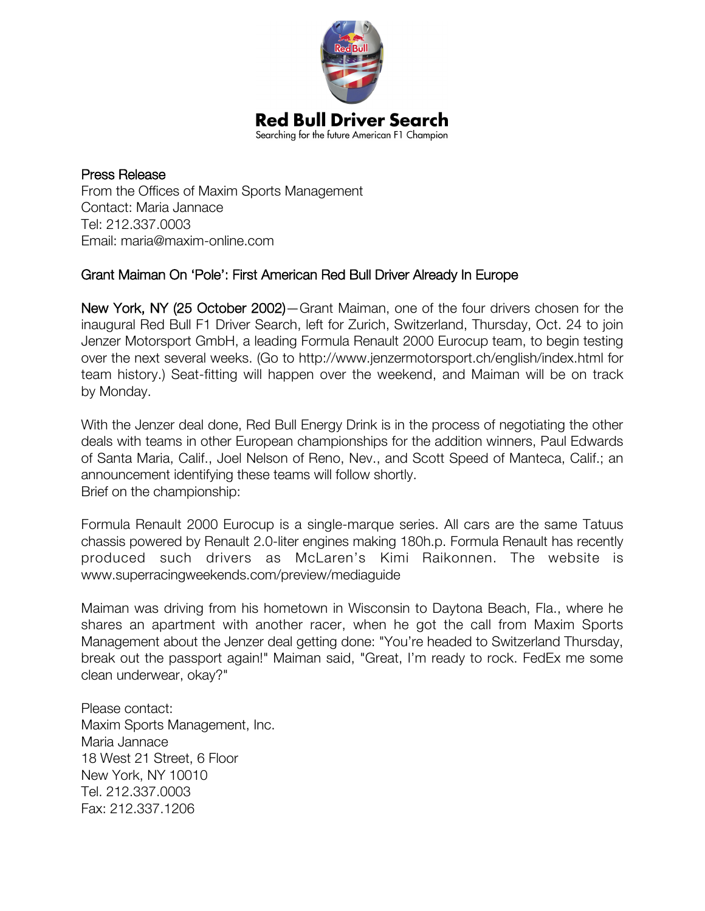# Red Bull Driver Search

Searching for the future American F1 Champion

Press Release
From the Offices of Maxim Sports Management
Contact: Maria Jannace
Tel: 212.337.0003
Email: maria@maxim-online.com

## Grant Maiman On 'Pole': First American Red Bull Driver Already In Europe

New York, NY (25 October 2002)—Grant Maiman, one of the four drivers chosen for the inaugural Red Bull F1 Driver Search, left for Zurich, Switzerland, Thursday, Oct. 24 to join Jenzer Motorsport GmbH, a leading Formula Renault 2000 Eurocup team, to begin testing over the next several weeks. (Go to http://www.jenzermotorsport.ch/english/index.html for team history.) Seat-fitting will happen over the weekend, and Maiman will be on track by Monday.

With the Jenzer deal done, Red Bull Energy Drink is in the process of negotiating the other deals with teams in other European championships for the addition winners, Paul Edwards of Santa Maria, Calif., Joel Nelson of Reno, Nev., and Scott Speed of Manteca, Calif.; an announcement identifying these teams will follow shortly.
Brief on the championship:

Formula Renault 2000 Eurocup is a single-marque series. All cars are the same Tatuus chassis powered by Renault 2.0-liter engines making 180h.p. Formula Renault has recently produced such drivers as McLaren's Kimi Raikonnen. The website is www.superracingweekends.com/preview/mediaguide

Maiman was driving from his hometown in Wisconsin to Daytona Beach, Fla., where he shares an apartment with another racer, when he got the call from Maxim Sports Management about the Jenzer deal getting done: "You're headed to Switzerland Thursday, break out the passport again!" Maiman said, "Great, I'm ready to rock. FedEx me some clean underwear, okay?"

Please contact:
Maxim Sports Management, Inc.
Maria Jannace
18 West 21 Street, 6 Floor
New York, NY 10010
Tel. 212.337.0003
Fax: 212.337.1206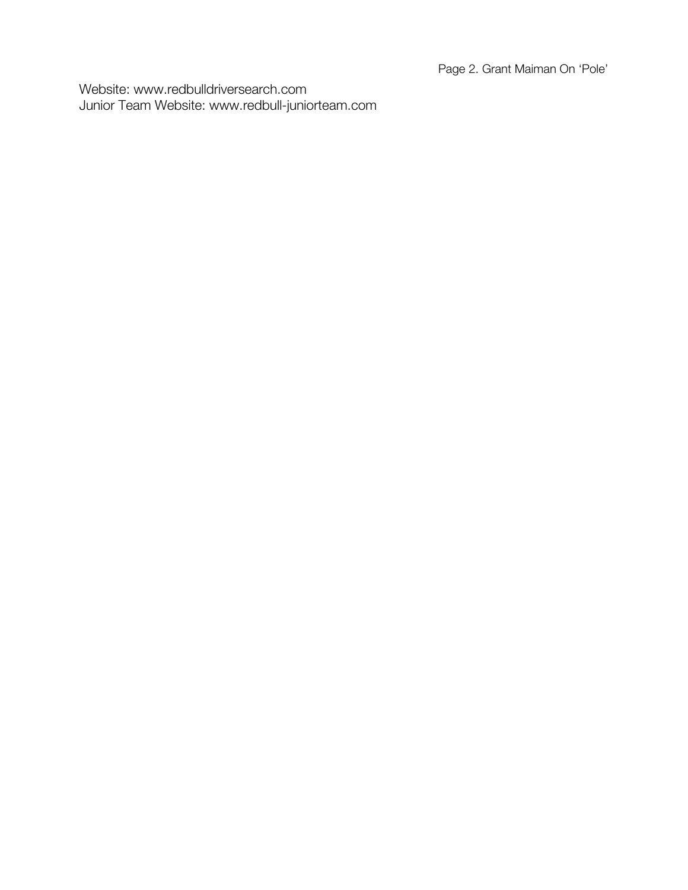Website: www.redbulldriversearch.com
Junior Team Website: www.redbull-juniorteam.com